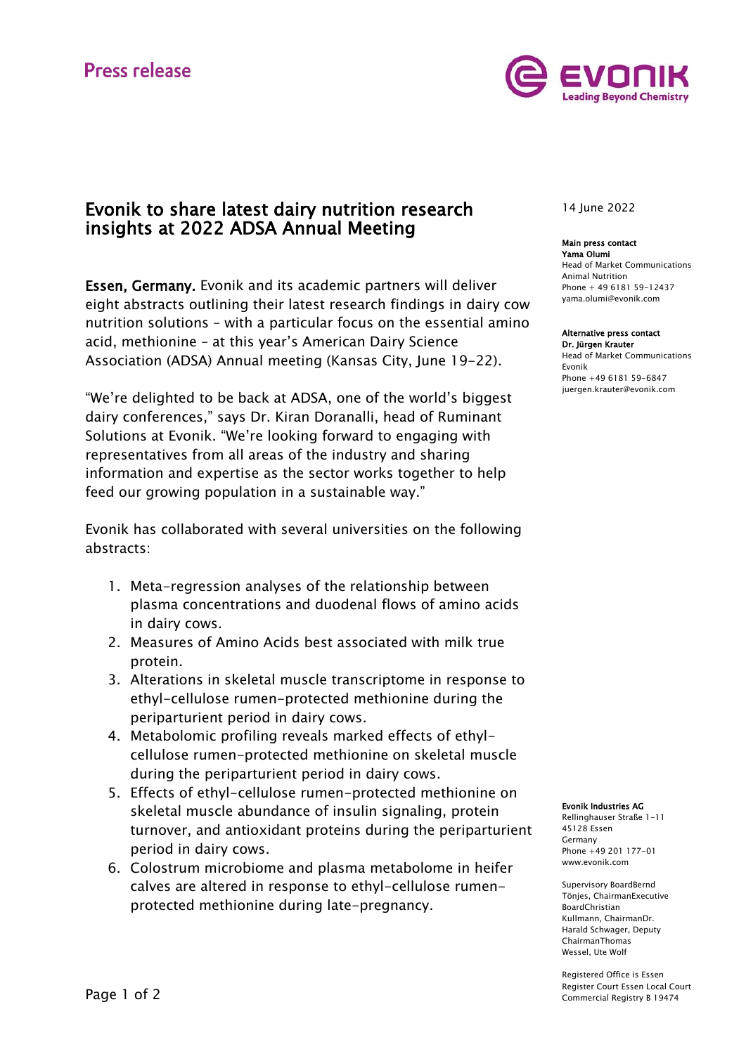Press release

# Evonik to share latest dairy nutrition research insights at 2022 ADSA Annual Meeting

14 June 2022

**Essen, Germany.** Evonik and its academic partners will deliver eight abstracts outlining their latest research findings in dairy cow nutrition solutions – with a particular focus on the essential amino acid, methionine – at this year's American Dairy Science Association (ADSA) Annual meeting (Kansas City, June 19-22).

"We're delighted to be back at ADSA, one of the world's biggest dairy conferences," says Dr. Kiran Doranalli, head of Ruminant Solutions at Evonik. "We're looking forward to engaging with representatives from all areas of the industry and sharing information and expertise as the sector works together to help feed our growing population in a sustainable way."

Evonik has collaborated with several universities on the following abstracts:

1. Meta-regression analyses of the relationship between plasma concentrations and duodenal flows of amino acids in dairy cows.
2. Measures of Amino Acids best associated with milk true protein.
3. Alterations in skeletal muscle transcriptome in response to ethyl-cellulose rumen-protected methionine during the periparturient period in dairy cows.
4. Metabolomic profiling reveals marked effects of ethyl-cellulose rumen-protected methionine on skeletal muscle during the periparturient period in dairy cows.
5. Effects of ethyl-cellulose rumen-protected methionine on skeletal muscle abundance of insulin signaling, protein turnover, and antioxidant proteins during the periparturient period in dairy cows.
6. Colostrum microbiome and plasma metabolome in heifer calves are altered in response to ethyl-cellulose rumen-protected methionine during late-pregnancy.

**Main press contact**
**Yama Olumi**
Head of Market Communications
Animal Nutrition
Phone + 49 6181 59-12437
yama.olumi@evonik.com

**Alternative press contact**
**Dr. Jürgen Krauter**
Head of Market Communications
Evonik
Phone +49 6181 59-6847
juergen.krauter@evonik.com

**Evonik Industries AG**
Rellinghauser Straße 1-11
45128 Essen
Germany
Phone +49 201 177-01
www.evonik.com

Supervisory Board
Bernd Tönjes, Chairman
Executive Board
Christian Kullmann, Chairman
Dr. Harald Schwager, Deputy Chairman
Thomas Wessel, Ute Wolf

Registered Office is Essen
Register Court Essen Local Court
Commercial Registry B 19474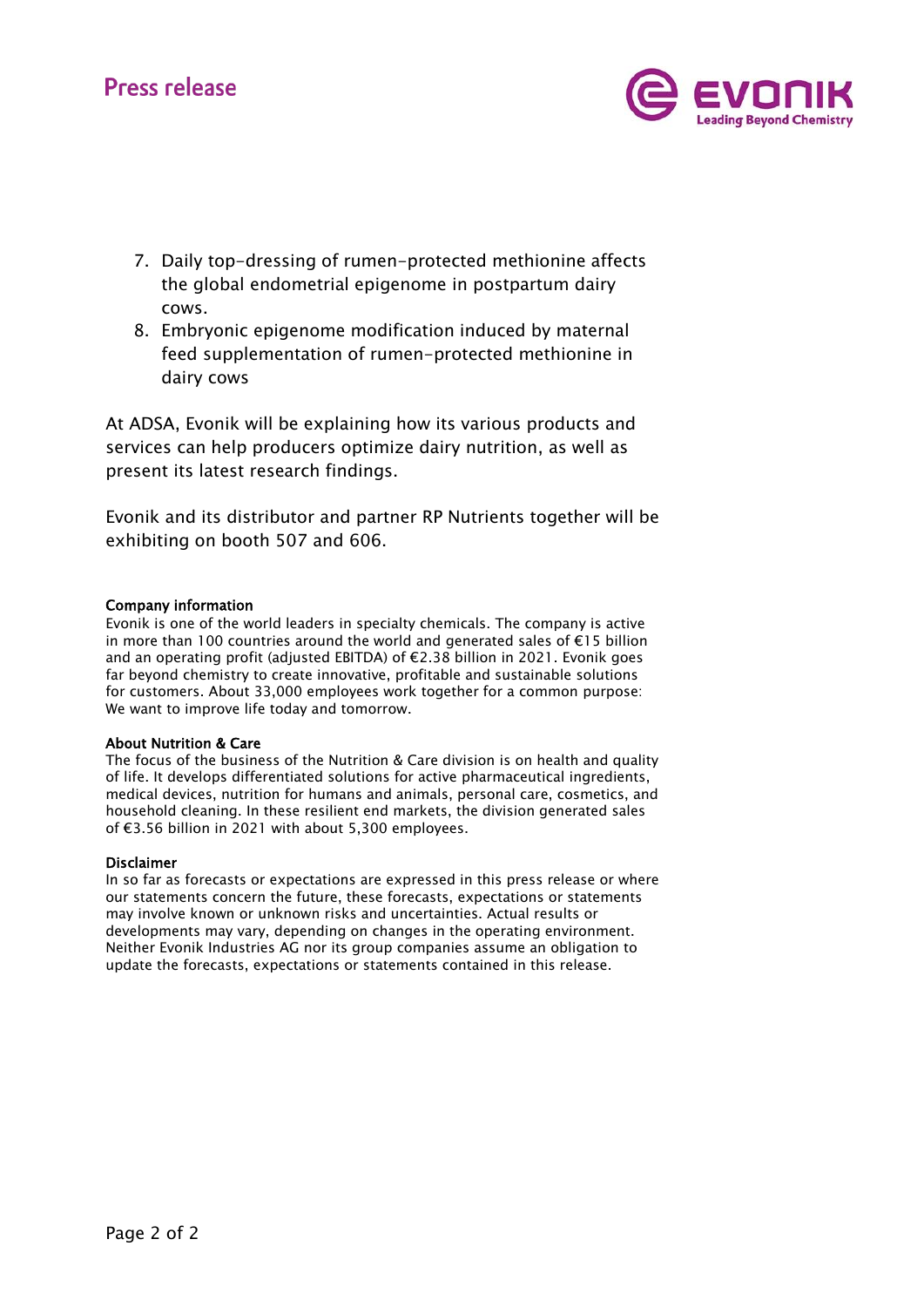7. Daily top-dressing of rumen-protected methionine affects the global endometrial epigenome in postpartum dairy cows.
8. Embryonic epigenome modification induced by maternal feed supplementation of rumen-protected methionine in dairy cows

At ADSA, Evonik will be explaining how its various products and services can help producers optimize dairy nutrition, as well as present its latest research findings.

Evonik and its distributor and partner RP Nutrients together will be exhibiting on booth 507 and 606.

**Company information**

Evonik is one of the world leaders in specialty chemicals. The company is active in more than 100 countries around the world and generated sales of €15 billion and an operating profit (adjusted EBITDA) of €2.38 billion in 2021. Evonik goes far beyond chemistry to create innovative, profitable and sustainable solutions for customers. About 33,000 employees work together for a common purpose: We want to improve life today and tomorrow.

**About Nutrition & Care**

The focus of the business of the Nutrition & Care division is on health and quality of life. It develops differentiated solutions for active pharmaceutical ingredients, medical devices, nutrition for humans and animals, personal care, cosmetics, and household cleaning. In these resilient end markets, the division generated sales of €3.56 billion in 2021 with about 5,300 employees.

**Disclaimer**

In so far as forecasts or expectations are expressed in this press release or where our statements concern the future, these forecasts, expectations or statements may involve known or unknown risks and uncertainties. Actual results or developments may vary, depending on changes in the operating environment. Neither Evonik Industries AG nor its group companies assume an obligation to update the forecasts, expectations or statements contained in this release.